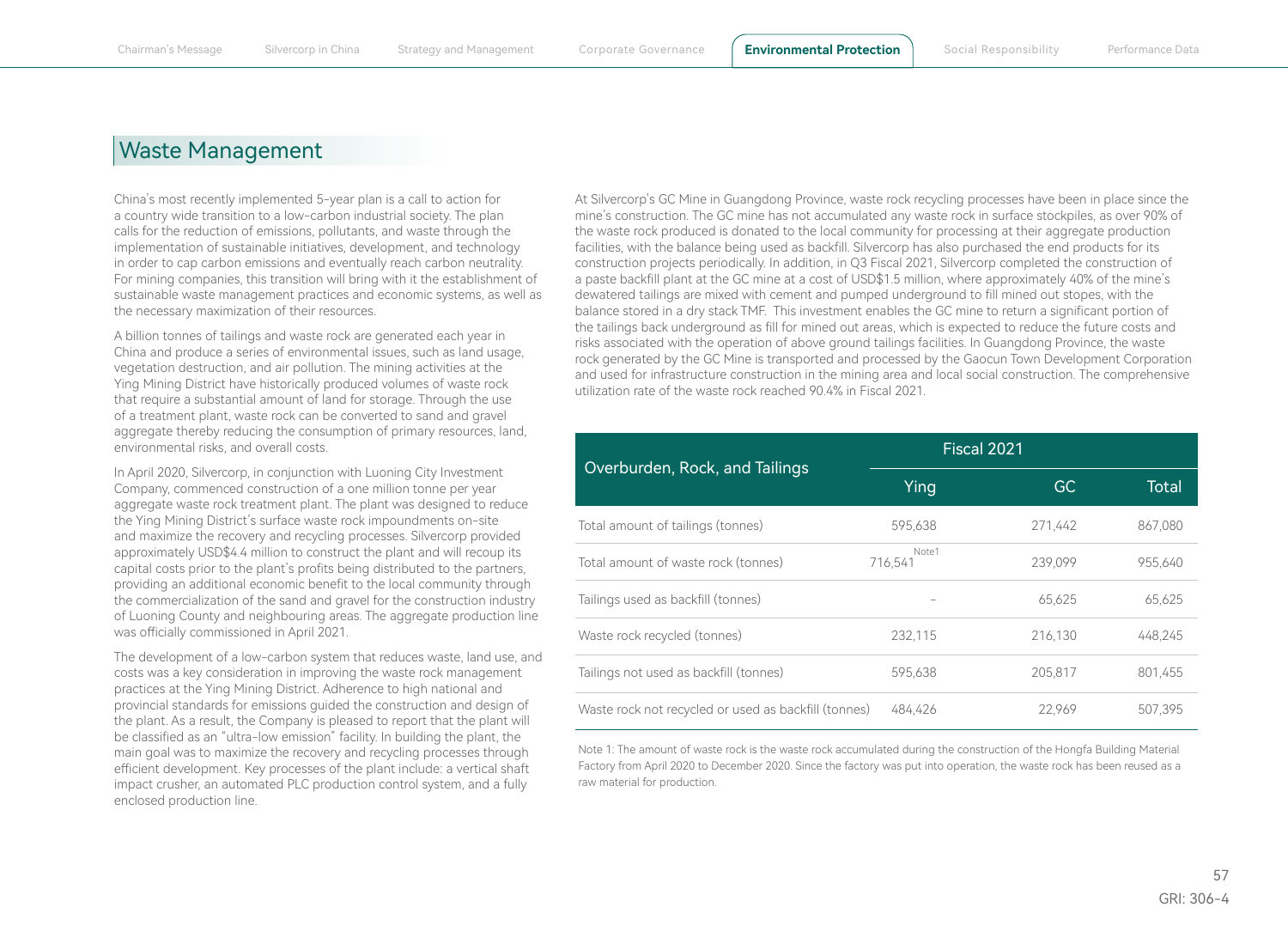## Waste Management

China's most recently implemented 5-year plan is a call to action for a country wide transition to a low-carbon industrial society. The plan calls for the reduction of emissions, pollutants, and waste through the implementation of sustainable initiatives, development, and technology in order to cap carbon emissions and eventually reach carbon neutrality. For mining companies, this transition will bring with it the establishment of sustainable waste management practices and economic systems, as well as the necessary maximization of their resources.

A billion tonnes of tailings and waste rock are generated each year in China and produce a series of environmental issues, such as land usage, vegetation destruction, and air pollution. The mining activities at the Ying Mining District have historically produced volumes of waste rock that require a substantial amount of land for storage. Through the use of a treatment plant, waste rock can be converted to sand and gravel aggregate thereby reducing the consumption of primary resources, land, environmental risks, and overall costs.

In April 2020, Silvercorp, in conjunction with Luoning City Investment Company, commenced construction of a one million tonne per year aggregate waste rock treatment plant. The plant was designed to reduce the Ying Mining District's surface waste rock impoundments on-site and maximize the recovery and recycling processes. Silvercorp provided approximately USD$4.4 million to construct the plant and will recoup its capital costs prior to the plant's profits being distributed to the partners, providing an additional economic benefit to the local community through the commercialization of the sand and gravel for the construction industry of Luoning County and neighbouring areas. The aggregate production line was officially commissioned in April 2021.

The development of a low-carbon system that reduces waste, land use, and costs was a key consideration in improving the waste rock management practices at the Ying Mining District. Adherence to high national and provincial standards for emissions guided the construction and design of the plant. As a result, the Company is pleased to report that the plant will be classified as an "ultra-low emission" facility. In building the plant, the main goal was to maximize the recovery and recycling processes through efficient development. Key processes of the plant include: a vertical shaft impact crusher, an automated PLC production control system, and a fully enclosed production line.

At Silvercorp's GC Mine in Guangdong Province, waste rock recycling processes have been in place since the mine's construction. The GC mine has not accumulated any waste rock in surface stockpiles, as over 90% of the waste rock produced is donated to the local community for processing at their aggregate production facilities, with the balance being used as backfill. Silvercorp has also purchased the end products for its construction projects periodically. In addition, in Q3 Fiscal 2021, Silvercorp completed the construction of a paste backfill plant at the GC mine at a cost of USD$1.5 million, where approximately 40% of the mine's dewatered tailings are mixed with cement and pumped underground to fill mined out stopes, with the balance stored in a dry stack TMF. This investment enables the GC mine to return a significant portion of the tailings back underground as fill for mined out areas, which is expected to reduce the future costs and risks associated with the operation of above ground tailings facilities. In Guangdong Province, the waste rock generated by the GC Mine is transported and processed by the Gaocun Town Development Corporation and used for infrastructure construction in the mining area and local social construction. The comprehensive utilization rate of the waste rock reached 90.4% in Fiscal 2021.

| Overburden, Rock, and Tailings | Fiscal 2021 | | |
|---|---|---|---|
| | Ying | GC | Total |
| Total amount of tailings (tonnes) | 595,638 | 271,442 | 867,080 |
| Total amount of waste rock (tonnes) | 716,541 [Note1] | 239,099 | 955,640 |
| Tailings used as backfill (tonnes) | – | 65,625 | 65,625 |
| Waste rock recycled (tonnes) | 232,115 | 216,130 | 448,245 |
| Tailings not used as backfill (tonnes) | 595,638 | 205,817 | 801,455 |
| Waste rock not recycled or used as backfill (tonnes) | 484,426 | 22,969 | 507,395 |

Note 1: The amount of waste rock is the waste rock accumulated during the construction of the Hongfa Building Material Factory from April 2020 to December 2020. Since the factory was put into operation, the waste rock has been reused as a raw material for production.

GRI: 306-4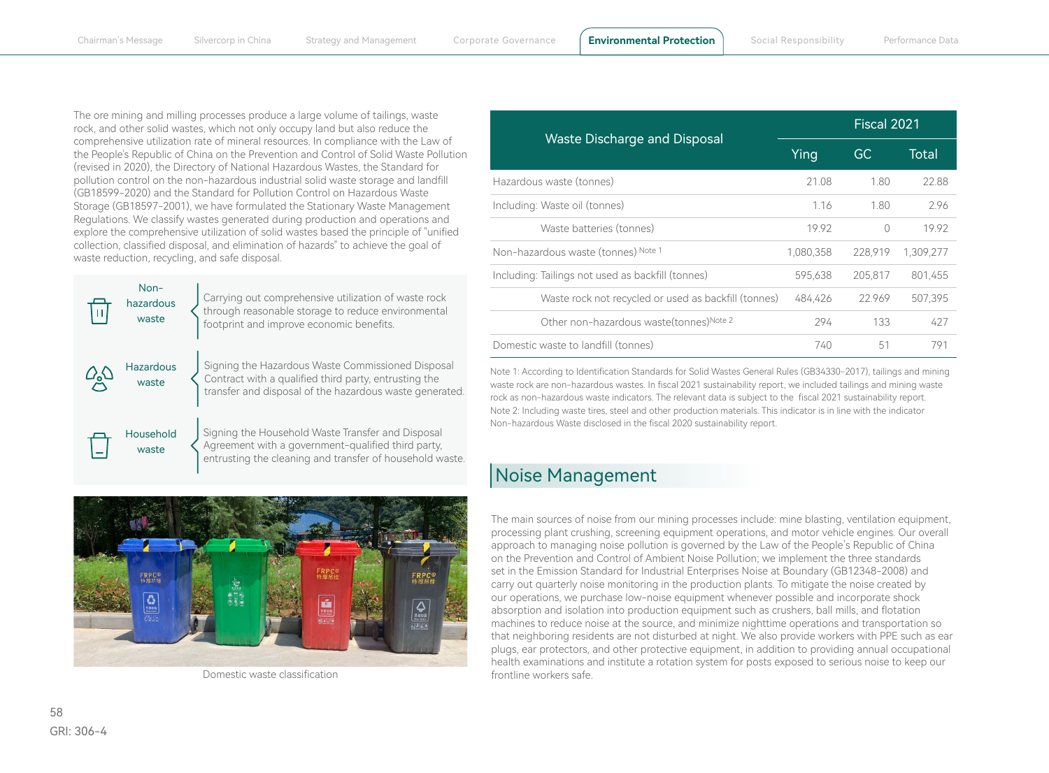The ore mining and milling processes produce a large volume of tailings, waste rock, and other solid wastes, which not only occupy land but also reduce the comprehensive utilization rate of mineral resources. In compliance with the Law of the People's Republic of China on the Prevention and Control of Solid Waste Pollution (revised in 2020), the Directory of National Hazardous Wastes, the Standard for pollution control on the non-hazardous industrial solid waste storage and landfill (GB18599-2020) and the Standard for Pollution Control on Hazardous Waste Storage (GB18597-2001), we have formulated the Stationary Waste Management Regulations. We classify wastes generated during production and operations and explore the comprehensive utilization of solid wastes based the principle of "unified collection, classified disposal, and elimination of hazards" to achieve the goal of waste reduction, recycling, and safe disposal.

**Non-hazardous waste**: Carrying out comprehensive utilization of waste rock through reasonable storage to reduce environmental footprint and improve economic benefits.

**Hazardous waste**: Signing the Hazardous Waste Commissioned Disposal Contract with a qualified third party, entrusting the transfer and disposal of the hazardous waste generated.

**Household waste**: Signing the Household Waste Transfer and Disposal Agreement with a government-qualified third party, entrusting the cleaning and transfer of household waste.

Domestic waste classification

| Waste Discharge and Disposal | Fiscal 2021 | | |
|---|---|---|---|
| | Ying | GC | Total |
| Hazardous waste (tonnes) | 21.08 | 1.80 | 22.88 |
| Including: Waste oil (tonnes) | 1.16 | 1.80 | 2.96 |
| Waste batteries (tonnes) | 19.92 | 0 | 19.92 |
| Non-hazardous waste (tonnes) Note 1 | 1,080,358 | 228,919 | 1,309,277 |
| Including: Tailings not used as backfill (tonnes) | 595,638 | 205,817 | 801,455 |
| Waste rock not recycled or used as backfill (tonnes) | 484,426 | 22.969 | 507,395 |
| Other non-hazardous waste(tonnes) Note 2 | 294 | 133 | 427 |
| Domestic waste to landfill (tonnes) | 740 | 51 | 791 |

Note 1: According to Identification Standards for Solid Wastes General Rules (GB34330-2017), tailings and mining waste rock are non-hazardous wastes. In fiscal 2021 sustainability report, we included tailings and mining waste rock as non-hazardous waste indicators. The relevant data is subject to the fiscal 2021 sustainability report.
Note 2: Including waste tires, steel and other production materials. This indicator is in line with the indicator Non-hazardous Waste disclosed in the fiscal 2020 sustainability report.

## Noise Management

The main sources of noise from our mining processes include: mine blasting, ventilation equipment, processing plant crushing, screening equipment operations, and motor vehicle engines. Our overall approach to managing noise pollution is governed by the Law of the People's Republic of China on the Prevention and Control of Ambient Noise Pollution; we implement the three standards set in the Emission Standard for Industrial Enterprises Noise at Boundary (GB12348-2008) and carry out quarterly noise monitoring in the production plants. To mitigate the noise created by our operations, we purchase low-noise equipment whenever possible and incorporate shock absorption and isolation into production equipment such as crushers, ball mills, and flotation machines to reduce noise at the source, and minimize nighttime operations and transportation so that neighboring residents are not disturbed at night. We also provide workers with PPE such as ear plugs, ear protectors, and other protective equipment, in addition to providing annual occupational health examinations and institute a rotation system for posts exposed to serious noise to keep our frontline workers safe.

GRI: 306-4